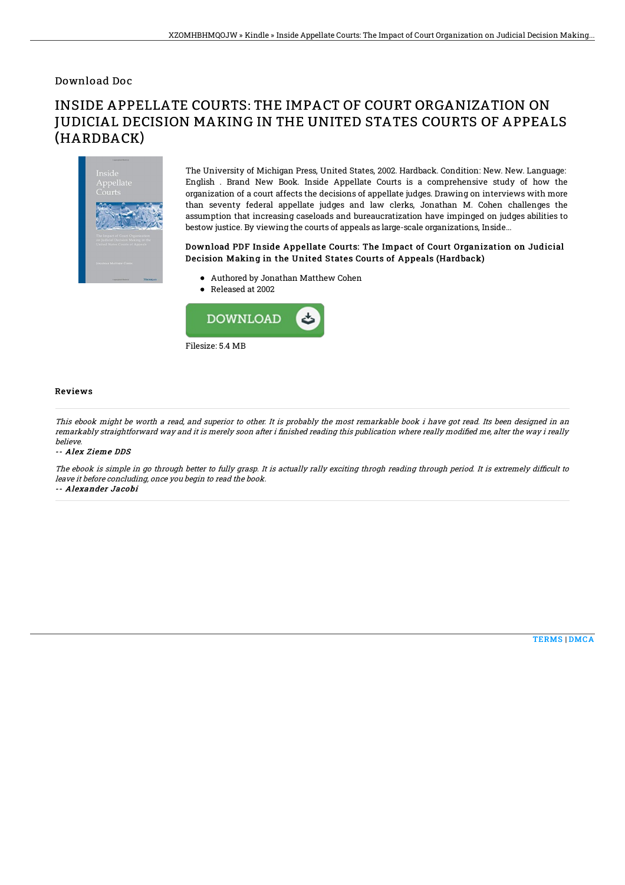Download Doc

# INSIDE APPELLATE COURTS: THE IMPACT OF COURT ORGANIZATION ON JUDICIAL DECISION MAKING IN THE UNITED STATES COURTS OF APPEALS (HARDBACK)

The University of Michigan Press, United States, 2002. Hardback. Condition: New. New. Language: English . Brand New Book. Inside Appellate Courts is a comprehensive study of how the organization of a court affects the decisions of appellate judges. Drawing on interviews with more than seventy federal appellate judges and law clerks, Jonathan M. Cohen challenges the assumption that increasing caseloads and bureaucratization have impinged on judges abilities to bestow justice. By viewing the courts of appeals as large-scale organizations, Inside...

### Download PDF Inside Appellate Courts: The Impact of Court Organization on Judicial Decision Making in the United States Courts of Appeals (Hardback)

- Authored by Jonathan Matthew Cohen
- Released at 2002

DOWNLOAD

Filesize: 5.4 MB

## Reviews

*This ebook might be worth a read, and superior to other. It is probably the most remarkable book i have got read. Its been designed in an remarkably straightforward way and it is merely soon after i finished reading this publication where really modified me, alter the way i really believe.*

*-- Alex Zieme DDS*

*The ebook is simple in go through better to fully grasp. It is actually rally exciting throgh reading through period. It is extremely difficult to leave it before concluding, once you begin to read the book.*

*-- Alexander Jacobi*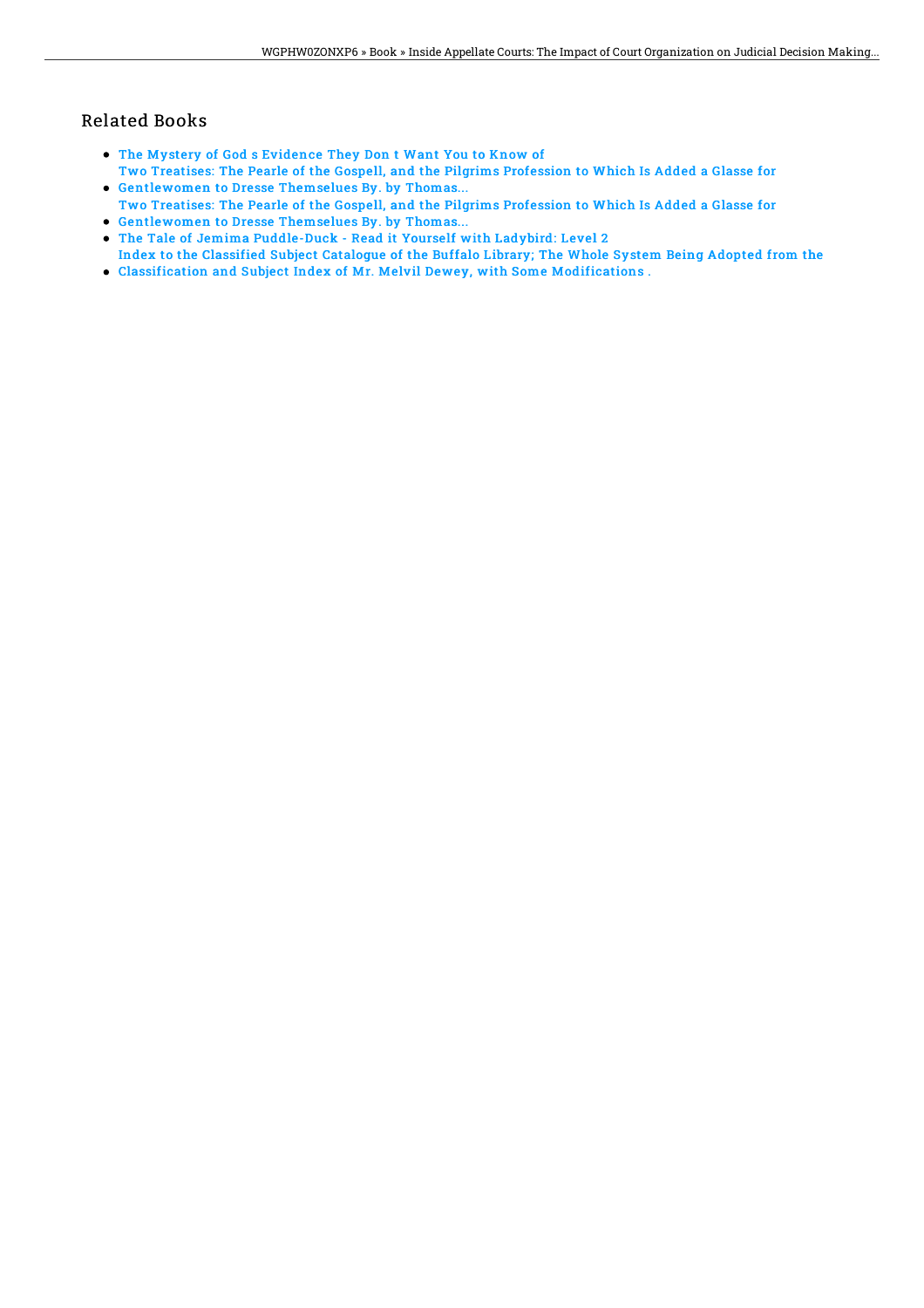## Related Books

- The Mystery of God s Evidence They Don t Want You to Know of
- Two Treatises: The Pearle of the Gospell, and the Pilgrims Profession to Which Is Added a Glasse for Gentlewomen to Dresse Themselues By. by Thomas...
- Two Treatises: The Pearle of the Gospell, and the Pilgrims Profession to Which Is Added a Glasse for Gentlewomen to Dresse Themselues By. by Thomas...
- The Tale of Jemima Puddle-Duck - Read it Yourself with Ladybird: Level 2
- Index to the Classified Subject Catalogue of the Buffalo Library; The Whole System Being Adopted from the Classification and Subject Index of Mr. Melvil Dewey, with Some Modifications .